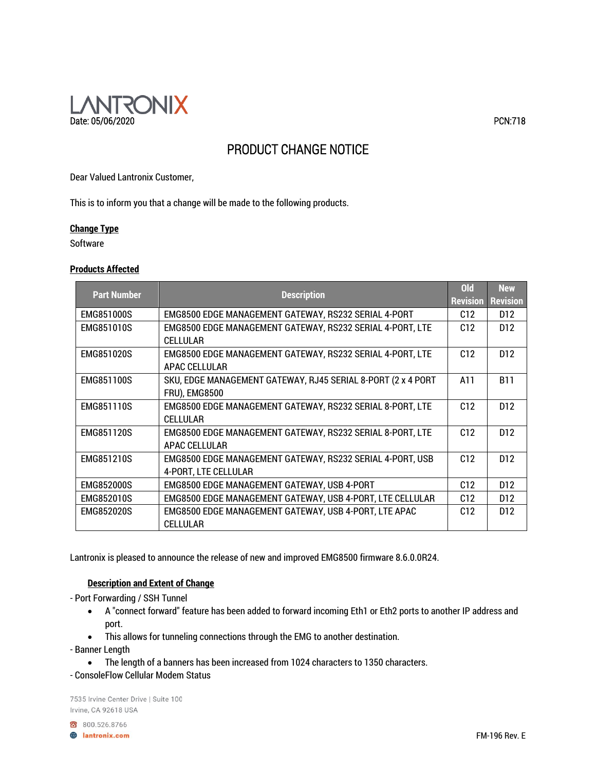LANTRONIX

Date: 05/06/2020

PCN:718

# PRODUCT CHANGE NOTICE

Dear Valued Lantronix Customer,

This is to inform you that a change will be made to the following products.

**Change Type**

Software

**Products Affected**

| Part Number | Description | Old Revision | New Revision |
|---|---|---|---|
| EMG851000S | EMG8500 EDGE MANAGEMENT GATEWAY, RS232 SERIAL 4-PORT | C12 | D12 |
| EMG851010S | EMG8500 EDGE MANAGEMENT GATEWAY, RS232 SERIAL 4-PORT, LTE CELLULAR | C12 | D12 |
| EMG851020S | EMG8500 EDGE MANAGEMENT GATEWAY, RS232 SERIAL 4-PORT, LTE APAC CELLULAR | C12 | D12 |
| EMG851100S | SKU, EDGE MANAGEMENT GATEWAY, RJ45 SERIAL 8-PORT (2 x 4 PORT FRU), EMG8500 | A11 | B11 |
| EMG851110S | EMG8500 EDGE MANAGEMENT GATEWAY, RS232 SERIAL 8-PORT, LTE CELLULAR | C12 | D12 |
| EMG851120S | EMG8500 EDGE MANAGEMENT GATEWAY, RS232 SERIAL 8-PORT, LTE APAC CELLULAR | C12 | D12 |
| EMG851210S | EMG8500 EDGE MANAGEMENT GATEWAY, RS232 SERIAL 4-PORT, USB 4-PORT, LTE CELLULAR | C12 | D12 |
| EMG852000S | EMG8500 EDGE MANAGEMENT GATEWAY, USB 4-PORT | C12 | D12 |
| EMG852010S | EMG8500 EDGE MANAGEMENT GATEWAY, USB 4-PORT, LTE CELLULAR | C12 | D12 |
| EMG852020S | EMG8500 EDGE MANAGEMENT GATEWAY, USB 4-PORT, LTE APAC CELLULAR | C12 | D12 |

Lantronix is pleased to announce the release of new and improved EMG8500 firmware 8.6.0.0R24.

**Description and Extent of Change**

- Port Forwarding / SSH Tunnel
  - A "connect forward" feature has been added to forward incoming Eth1 or Eth2 ports to another IP address and port.
  - This allows for tunneling connections through the EMG to another destination.
- Banner Length
  - The length of a banners has been increased from 1024 characters to 1350 characters.
- ConsoleFlow Cellular Modem Status

7535 Irvine Center Drive | Suite 100
Irvine, CA 92618 USA

800.526.8766

lantronix.com

FM-196 Rev. E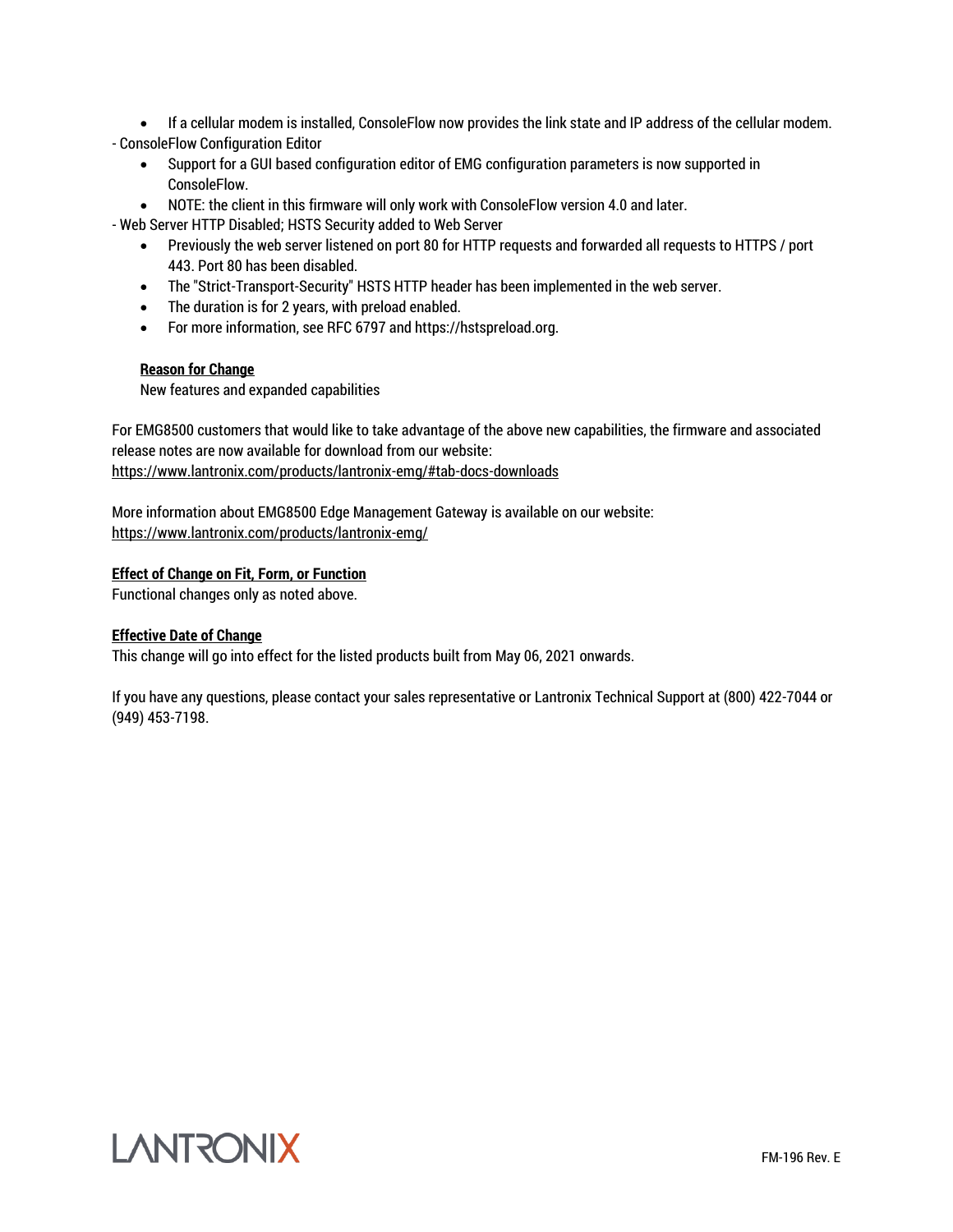- If a cellular modem is installed, ConsoleFlow now provides the link state and IP address of the cellular modem.

- ConsoleFlow Configuration Editor

- Support for a GUI based configuration editor of EMG configuration parameters is now supported in ConsoleFlow.
- NOTE: the client in this firmware will only work with ConsoleFlow version 4.0 and later.

- Web Server HTTP Disabled; HSTS Security added to Web Server

- Previously the web server listened on port 80 for HTTP requests and forwarded all requests to HTTPS / port 443. Port 80 has been disabled.
- The "Strict-Transport-Security" HSTS HTTP header has been implemented in the web server.
- The duration is for 2 years, with preload enabled.
- For more information, see RFC 6797 and https://hstspreload.org.

**Reason for Change**

New features and expanded capabilities

For EMG8500 customers that would like to take advantage of the above new capabilities, the firmware and associated release notes are now available for download from our website:
https://www.lantronix.com/products/lantronix-emg/#tab-docs-downloads

More information about EMG8500 Edge Management Gateway is available on our website:
https://www.lantronix.com/products/lantronix-emg/

**Effect of Change on Fit, Form, or Function**

Functional changes only as noted above.

**Effective Date of Change**

This change will go into effect for the listed products built from May 06, 2021 onwards.

If you have any questions, please contact your sales representative or Lantronix Technical Support at (800) 422-7044 or (949) 453-7198.

LANTRONIX

FM-196 Rev. E